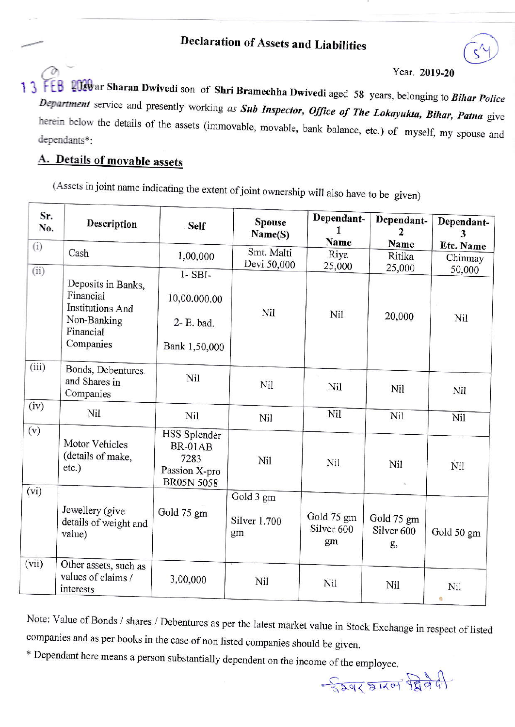# Declaration of Assets and Liabilities

Year. **2019-20**

13 FEB 2020 I, **Iswar Sharan Dwivedi** son of **Shri Bramechha Dwivedi** aged 58 years, belonging to ***Bihar Police Department*** service and presently working *as **Sub Inspector, Office of The Lokayukta, Bihar, Patna*** give herein below the details of the assets (immovable, movable, bank balance, etc.) of myself, my spouse and dependants*:

## A. Details of movable assets

(Assets in joint name indicating the extent of joint ownership will also have to be given)

| Sr. No. | Description | Self | Spouse Name(S) | Dependant-1 Name | Dependant-2 Name | Dependant-3 Etc. Name |
|---|---|---|---|---|---|---|
| (i) | Cash | 1,00,000 | Smt. Malti Devi 50,000 | Riya 25,000 | Ritika 25,000 | Chinmay 50,000 |
| (ii) | Deposits in Banks, Financial Institutions And Non-Banking Financial Companies | 1- SBI- 10,00.000.00 2- E. bad. Bank 1,50,000 | Nil | Nil | 20,000 | Nil |
| (iii) | Bonds, Debentures and Shares in Companies | Nil | Nil | Nil | Nil | Nil |
| (iv) | Nil | Nil | Nil | Nil | Nil | Nil |
| (v) | Motor Vehicles (details of make, etc.) | HSS Splender BR-01AB 7283 Passion X-pro BR05N 5058 | Nil | Nil | Nil | Nil |
| (vi) | Jewellery (give details of weight and value) | Gold 75 gm | Gold 3 gm Silver 1.700 gm | Gold 75 gm Silver 600 gm | Gold 75 gm Silver 600 g, | Gold 50 gm |
| (vii) | Other assets, such as values of claims / interests | 3,00,000 | Nil | Nil | Nil | Nil |

Note: Value of Bonds / shares / Debentures as per the latest market value in Stock Exchange in respect of listed companies and as per books in the case of non listed companies should be given.

\* Dependant here means a person substantially dependent on the income of the employee.

इश्वर शरण द्विवेदी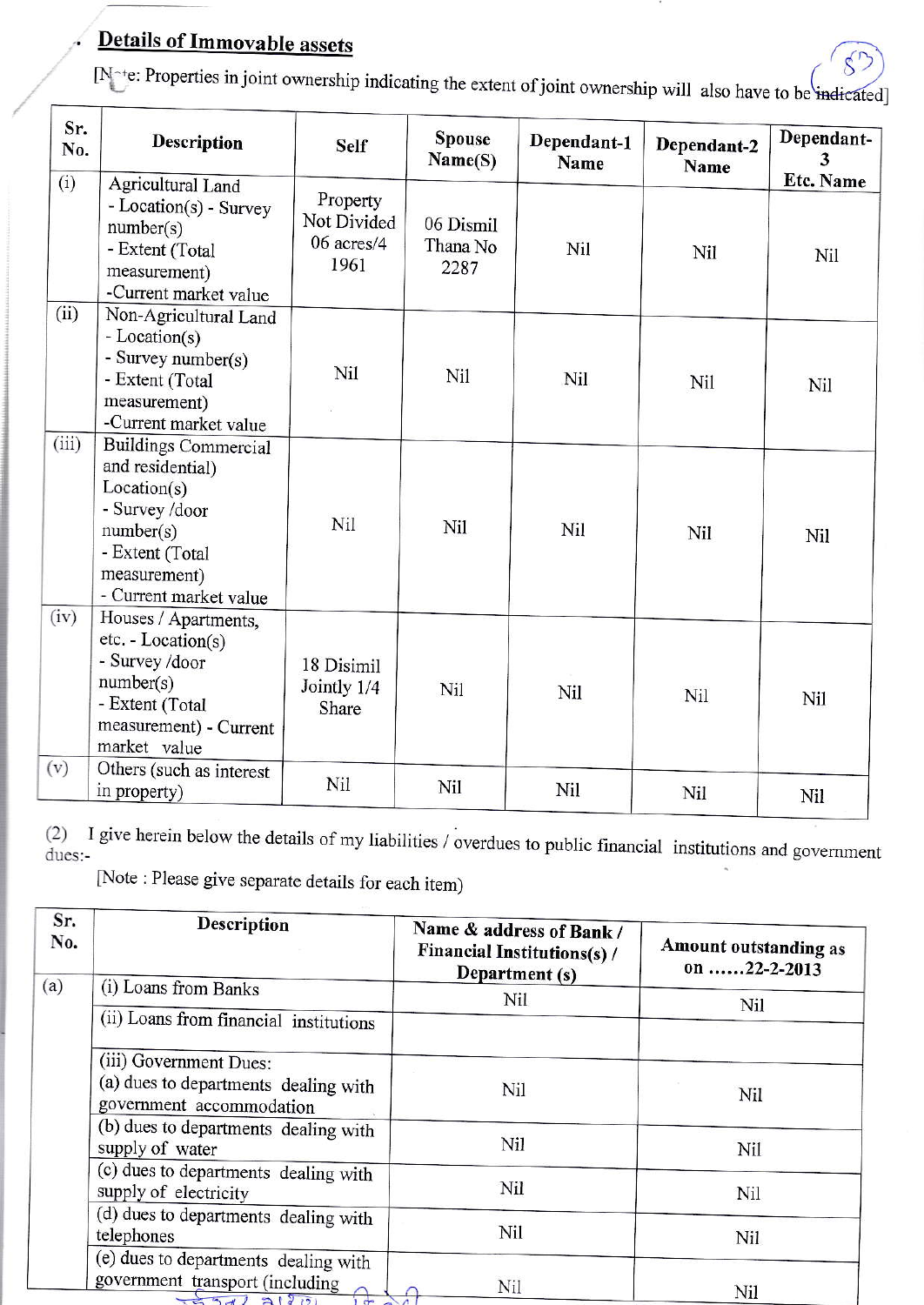## Details of Immovable assets

[Note: Properties in joint ownership indicating the extent of joint ownership will also have to be indicated]

| Sr. No. | Description | Self | Spouse Name(S) | Dependant-1 Name | Dependant-2 Name | Dependant-3 Etc. Name |
|---|---|---|---|---|---|---|
| (i) | Agricultural Land - Location(s) - Survey number(s) - Extent (Total measurement) -Current market value | Property Not Divided 06 acres/4 1961 | 06 Dismil Thana No 2287 | Nil | Nil | Nil |
| (ii) | Non-Agricultural Land - Location(s) - Survey number(s) - Extent (Total measurement) -Current market value | Nil | Nil | Nil | Nil | Nil |
| (iii) | Buildings Commercial and residential) Location(s) - Survey /door number(s) - Extent (Total measurement) - Current market value | Nil | Nil | Nil | Nil | Nil |
| (iv) | Houses / Apartments, etc. - Location(s) - Survey /door number(s) - Extent (Total measurement) - Current market value | 18 Disimil Jointly 1/4 Share | Nil | Nil | Nil | Nil |
| (v) | Others (such as interest in property) | Nil | Nil | Nil | Nil | Nil |

(2) I give herein below the details of my liabilities / overdues to public financial institutions and government dues:-

[Note : Please give separate details for each item)

| Sr. No. | Description | Name & address of Bank / Financial Institutions(s) / Department (s) | Amount outstanding as on ......22-2-2013 |
|---|---|---|---|
| (a) | (i) Loans from Banks | Nil | Nil |
| | (ii) Loans from financial institutions | | |
| | (iii) Government Dues: (a) dues to departments dealing with government accommodation | Nil | Nil |
| | (b) dues to departments dealing with supply of water | Nil | Nil |
| | (c) dues to departments dealing with supply of electricity | Nil | Nil |
| | (d) dues to departments dealing with telephones | Nil | Nil |
| | (e) dues to departments dealing with government transport (including | Nil | Nil |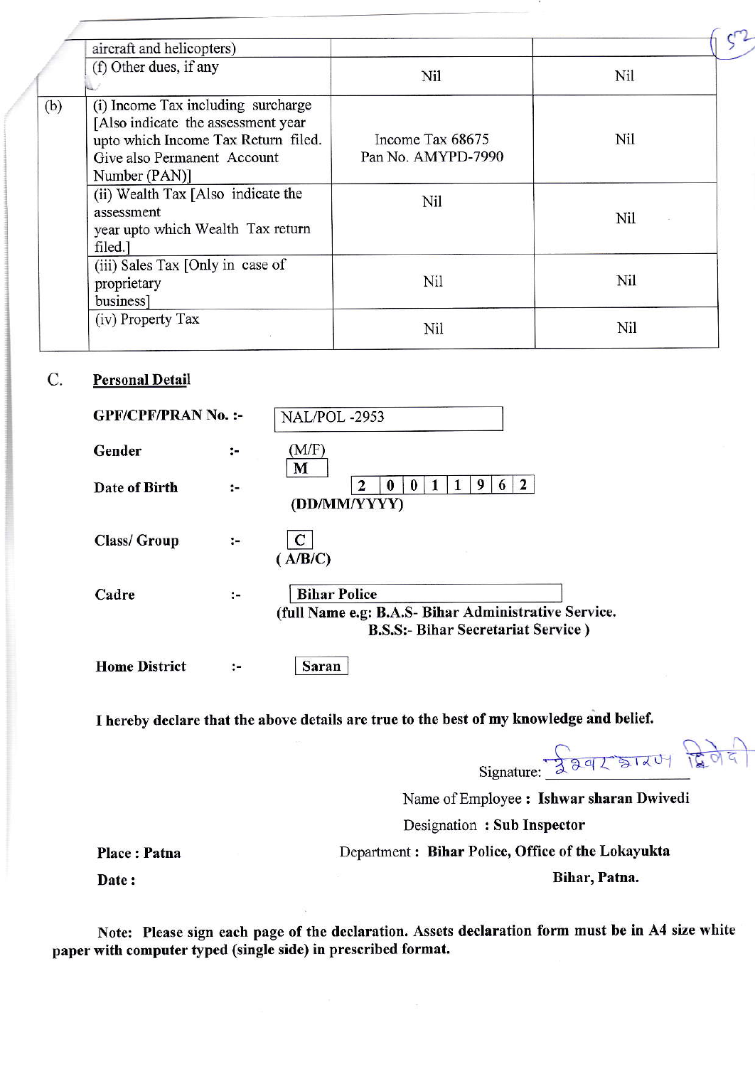| | | | |
|---|---|---|---|
| | aircraft and helicopters) | | |
| | (f) Other dues, if any | Nil | Nil |
| (b) | (i) Income Tax including surcharge [Also indicate the assessment year upto which Income Tax Return filed. Give also Permanent Account Number (PAN)] | Income Tax 68675 Pan No. AMYPD-7990 | Nil |
| | (ii) Wealth Tax [Also indicate the assessment year upto which Wealth Tax return filed.] | Nil | Nil |
| | (iii) Sales Tax [Only in case of proprietary business] | Nil | Nil |
| | (iv) Property Tax | Nil | Nil |

## C. Personal Detail

**GPF/CPF/PRAN No. :-** NAL/POL -2953

**Gender :-** (M/F) **M**

**Date of Birth :-** 2 0 0 1 1 9 6 2 **(DD/MM/YYYY)**

**Class/ Group :-** C **( A/B/C)**

**Cadre :-** **Bihar Police**
**(full Name e.g: B.A.S- Bihar Administrative Service. B.S.S:- Bihar Secretariat Service )**

**Home District :-** **Saran**

**I hereby declare that the above details are true to the best of my knowledge and belief.**

Signature: ईश्वर शरण द्विवेदी

Name of Employee : **Ishwar sharan Dwivedi**

Designation : **Sub Inspector**

**Place : Patna**

Department : **Bihar Police, Office of the Lokayukta Bihar, Patna.**

**Date :**

**Note: Please sign each page of the declaration. Assets declaration form must be in A4 size white paper with computer typed (single side) in prescribed format.**